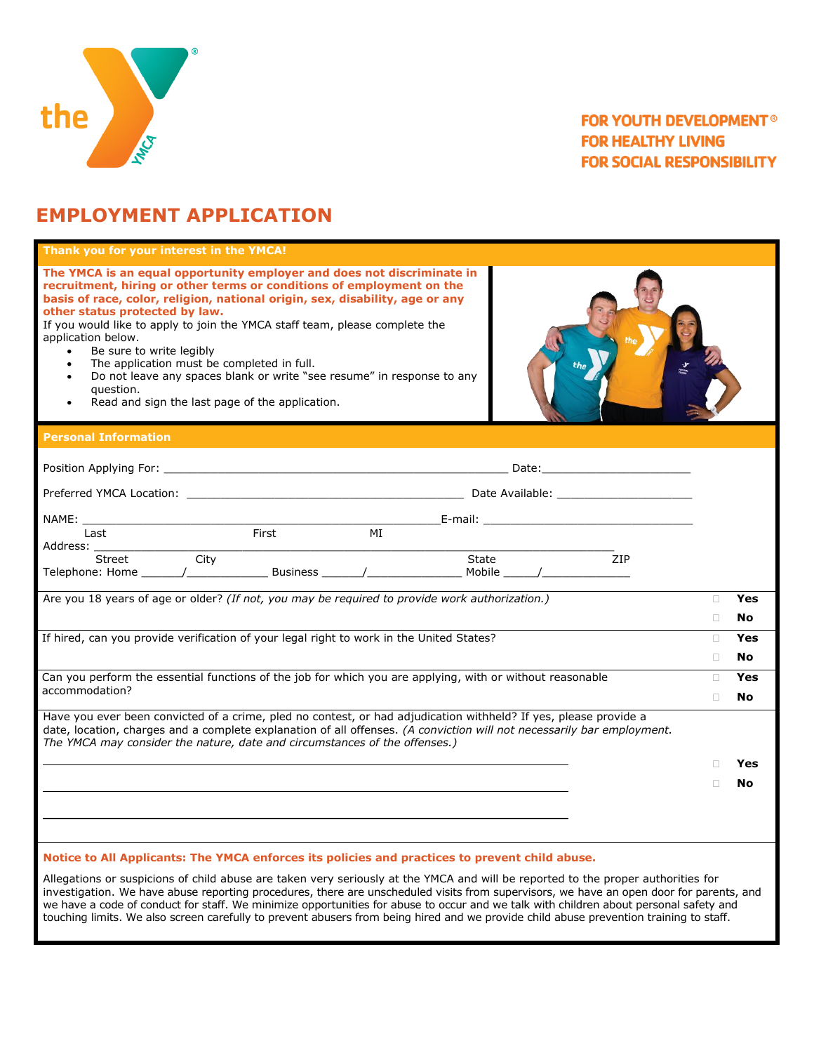FOR YOUTH DEVELOPMENT®
FOR HEALTHY LIVING
FOR SOCIAL RESPONSIBILITY

# EMPLOYMENT APPLICATION

**Thank you for your interest in the YMCA!**

**The YMCA is an equal opportunity employer and does not discriminate in recruitment, hiring or other terms or conditions of employment on the basis of race, color, religion, national origin, sex, disability, age or any other status protected by law.**

If you would like to apply to join the YMCA staff team, please complete the application below.

- Be sure to write legibly
- The application must be completed in full.
- Do not leave any spaces blank or write "see resume" in response to any question.
- Read and sign the last page of the application.

## Personal Information

Position Applying For: ____________________________________________________ Date:______________________

Preferred YMCA Location: __________________________________________ Date Available: ____________________

NAME: ______________________________________________________E-mail: ________________________________
Last First MI

Address: _______________________________________________________________________________
Street City State ZIP

Telephone: Home ______/____________ Business ______/______________ Mobile _____/_____________

| | |
|---|---|
| Are you 18 years of age or older? *(If not, you may be required to provide work authorization.)* | ☐ **Yes** ☐ **No** |
| If hired, can you provide verification of your legal right to work in the United States? | ☐ **Yes** ☐ **No** |
| Can you perform the essential functions of the job for which you are applying, with or without reasonable accommodation? | ☐ **Yes** ☐ **No** |
| Have you ever been convicted of a crime, pled no contest, or had adjudication withheld? If yes, please provide a date, location, charges and a complete explanation of all offenses. *(A conviction will not necessarily bar employment. The YMCA may consider the nature, date and circumstances of the offenses.)* | ☐ **Yes** ☐ **No** |

______________________________________________________________________________

______________________________________________________________________________

______________________________________________________________________________

**Notice to All Applicants: The YMCA enforces its policies and practices to prevent child abuse.**

Allegations or suspicions of child abuse are taken very seriously at the YMCA and will be reported to the proper authorities for investigation. We have abuse reporting procedures, there are unscheduled visits from supervisors, we have an open door for parents, and we have a code of conduct for staff. We minimize opportunities for abuse to occur and we talk with children about personal safety and touching limits. We also screen carefully to prevent abusers from being hired and we provide child abuse prevention training to staff.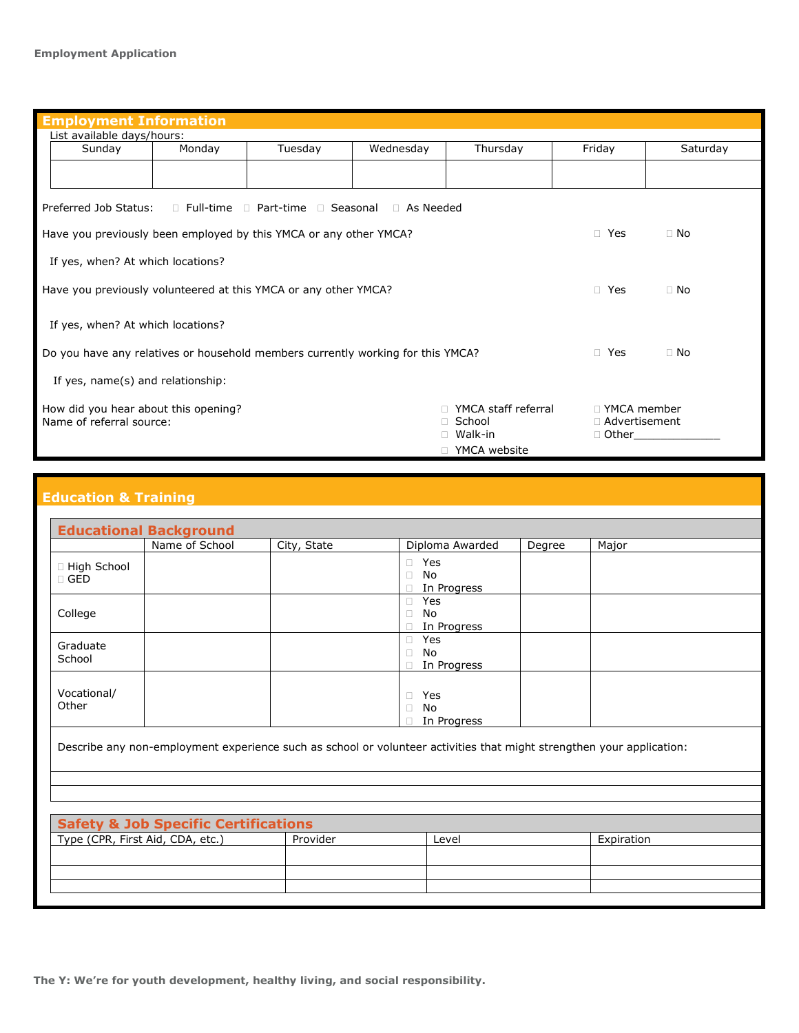## Employment Information

List available days/hours:

| Sunday | Monday | Tuesday | Wednesday | Thursday | Friday | Saturday |
|---|---|---|---|---|---|---|
| | | | | | | |

Preferred Job Status: ☐ Full-time ☐ Part-time ☐ Seasonal ☐ As Needed

Have you previously been employed by this YMCA or any other YMCA? ☐ Yes ☐ No

If yes, when? At which locations?

Have you previously volunteered at this YMCA or any other YMCA? ☐ Yes ☐ No

If yes, when? At which locations?

Do you have any relatives or household members currently working for this YMCA? ☐ Yes ☐ No

If yes, name(s) and relationship:

How did you hear about this opening?
Name of referral source:

☐ YMCA staff referral
☐ School
☐ Walk-in
☐ YMCA website
☐ YMCA member
☐ Advertisement
☐ Other______________

## Education & Training

### Educational Background

| | Name of School | City, State | Diploma Awarded | Degree | Major |
|---|---|---|---|---|---|
| ☐ High School<br>☐ GED | | | ☐ Yes<br>☐ No<br>☐ In Progress | | |
| College | | | ☐ Yes<br>☐ No<br>☐ In Progress | | |
| Graduate School | | | ☐ Yes<br>☐ No<br>☐ In Progress | | |
| Vocational/ Other | | | ☐ Yes<br>☐ No<br>☐ In Progress | | |

Describe any non-employment experience such as school or volunteer activities that might strengthen your application:

### Safety & Job Specific Certifications

| Type (CPR, First Aid, CDA, etc.) | Provider | Level | Expiration |
|---|---|---|---|
| | | | |
| | | | |
| | | | |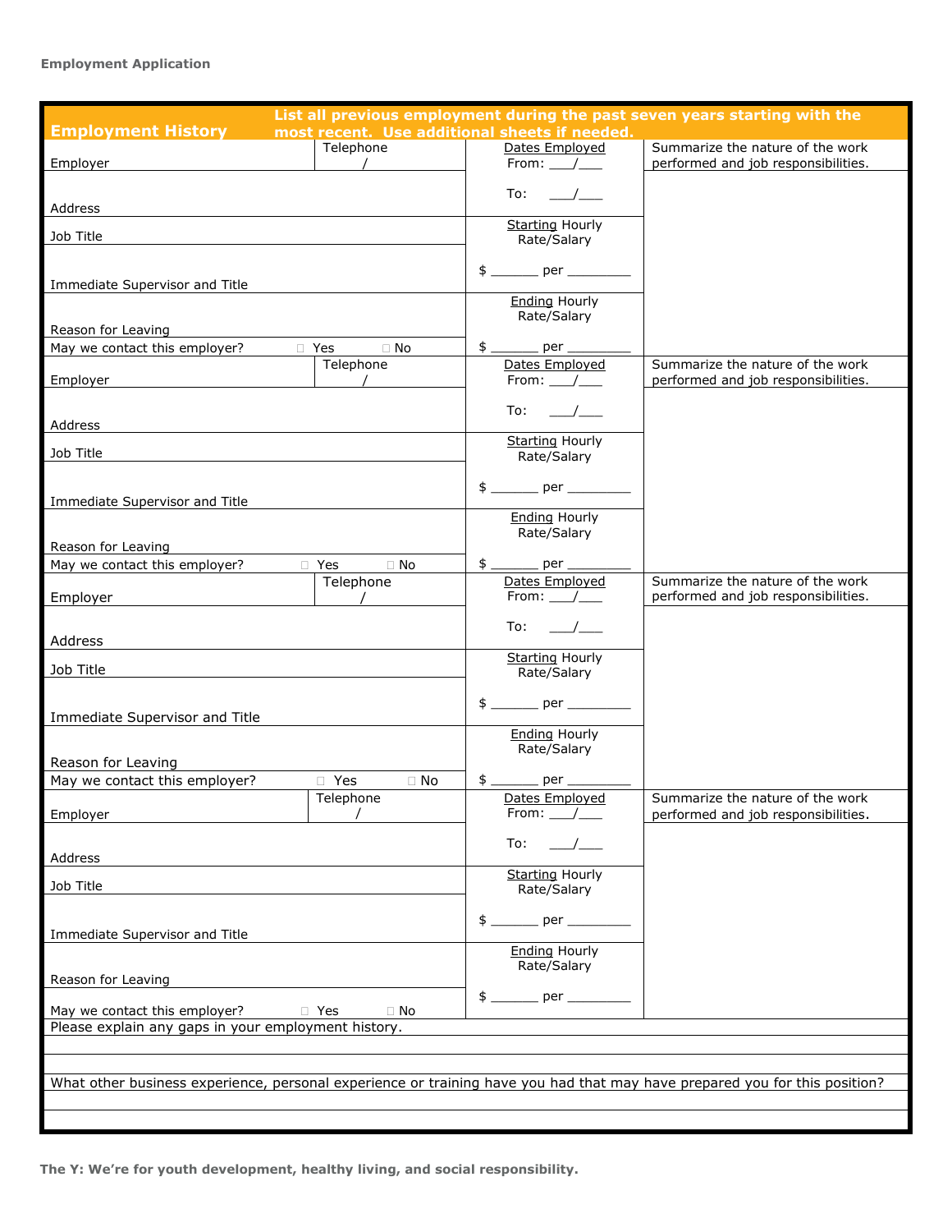**Employment Application**

## Employment History

**List all previous employment during the past seven years starting with the most recent. Use additional sheets if needed.**

| | | | |
|---|---|---|---|
| Employer | Telephone / | Dates Employed From: ___/___ To: ___/___ | Summarize the nature of the work performed and job responsibilities. |
| Address | | | |
| Job Title | | Starting Hourly Rate/Salary $ ______ per ________ | |
| Immediate Supervisor and Title | | | |
| Reason for Leaving | | Ending Hourly Rate/Salary $ ______ per ________ | |
| May we contact this employer? ☐ Yes ☐ No | | | |
| Employer | Telephone / | Dates Employed From: ___/___ To: ___/___ | Summarize the nature of the work performed and job responsibilities. |
| Address | | | |
| Job Title | | Starting Hourly Rate/Salary $ ______ per ________ | |
| Immediate Supervisor and Title | | | |
| Reason for Leaving | | Ending Hourly Rate/Salary $ ______ per ________ | |
| May we contact this employer? ☐ Yes ☐ No | | | |
| Employer | Telephone / | Dates Employed From: ___/___ To: ___/___ | Summarize the nature of the work performed and job responsibilities. |
| Address | | | |
| Job Title | | Starting Hourly Rate/Salary $ ______ per ________ | |
| Immediate Supervisor and Title | | | |
| Reason for Leaving | | Ending Hourly Rate/Salary $ ______ per ________ | |
| May we contact this employer? ☐ Yes ☐ No | | | |
| Employer | Telephone / | Dates Employed From: ___/___ To: ___/___ | Summarize the nature of the work performed and job responsibilities. |
| Address | | | |
| Job Title | | Starting Hourly Rate/Salary $ ______ per ________ | |
| Immediate Supervisor and Title | | | |
| Reason for Leaving | | Ending Hourly Rate/Salary $ ______ per ________ | |
| May we contact this employer? ☐ Yes ☐ No | | | |

Please explain any gaps in your employment history.

What other business experience, personal experience or training have you had that may have prepared you for this position?

**The Y: We're for youth development, healthy living, and social responsibility.**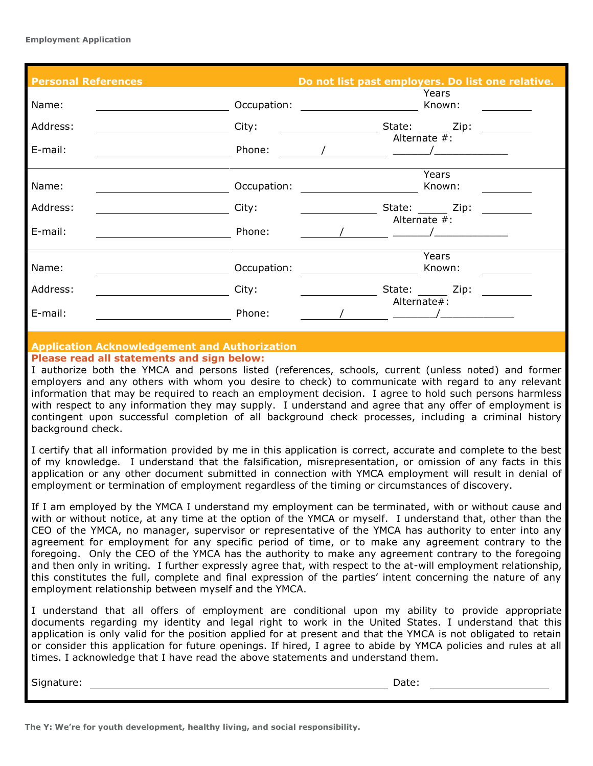## Personal References

**Do not list past employers. Do list one relative.**

Name: ____________________ Occupation: ____________________ Years Known: __________

Address: ____________________ City: ____________________ State: _____ Zip: __________

E-mail: ____________________ Phone: _______/__________ Alternate #: _______/____________

Name: ____________________ Occupation: ____________________ Years Known: __________

Address: ____________________ City: ____________________ State: _____ Zip: __________

E-mail: ____________________ Phone: _______/__________ Alternate #: _______/____________

Name: ____________________ Occupation: ____________________ Years Known: __________

Address: ____________________ City: ____________________ State: _____ Zip: __________

E-mail: ____________________ Phone: _______/__________ Alternate#: _______/____________

## Application Acknowledgement and Authorization

**Please read all statements and sign below:**

I authorize both the YMCA and persons listed (references, schools, current (unless noted) and former employers and any others with whom you desire to check) to communicate with regard to any relevant information that may be required to reach an employment decision. I agree to hold such persons harmless with respect to any information they may supply. I understand and agree that any offer of employment is contingent upon successful completion of all background check processes, including a criminal history background check.

I certify that all information provided by me in this application is correct, accurate and complete to the best of my knowledge. I understand that the falsification, misrepresentation, or omission of any facts in this application or any other document submitted in connection with YMCA employment will result in denial of employment or termination of employment regardless of the timing or circumstances of discovery.

If I am employed by the YMCA I understand my employment can be terminated, with or without cause and with or without notice, at any time at the option of the YMCA or myself. I understand that, other than the CEO of the YMCA, no manager, supervisor or representative of the YMCA has authority to enter into any agreement for employment for any specific period of time, or to make any agreement contrary to the foregoing. Only the CEO of the YMCA has the authority to make any agreement contrary to the foregoing and then only in writing. I further expressly agree that, with respect to the at-will employment relationship, this constitutes the full, complete and final expression of the parties' intent concerning the nature of any employment relationship between myself and the YMCA.

I understand that all offers of employment are conditional upon my ability to provide appropriate documents regarding my identity and legal right to work in the United States. I understand that this application is only valid for the position applied for at present and that the YMCA is not obligated to retain or consider this application for future openings. If hired, I agree to abide by YMCA policies and rules at all times. I acknowledge that I have read the above statements and understand them.

Signature: ________________________________________ Date: ____________________